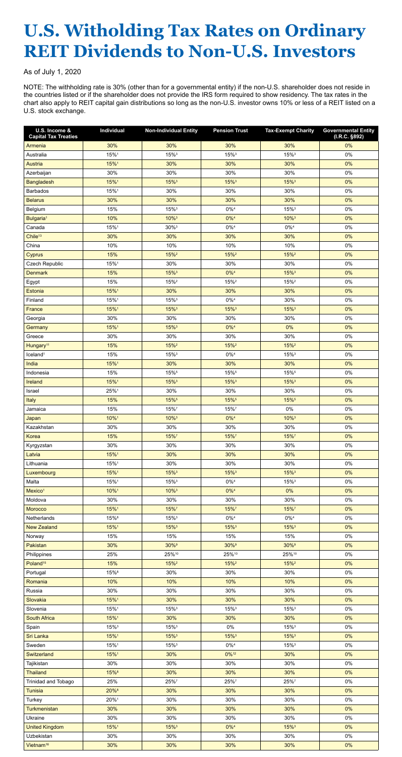# U.S. Witholding Tax Rates on Ordinary REIT Dividends to Non-U.S. Investors

As of July 1, 2020

NOTE: The withholding rate is 30% (other than for a governmental entity) if the non-U.S. shareholder does not reside in the countries listed or if the shareholder does not provide the IRS form required to show residency. The tax rates in the chart also apply to REIT capital gain distributions so long as the non-U.S. investor owns 10% or less of a REIT listed on a U.S. stock exchange.

| U.S. Income & Capital Tax Treaties | Individual | Non-Individual Entity | Pension Trust | Tax-Exempt Charity | Governmental Entity (I.R.C. §892) |
|---|---|---|---|---|---|
| Armenia | 30% | 30% | 30% | 30% | 0% |
| Australia | 15%[1] | 15%[3] | 15%[3] | 15%[3] | 0% |
| Austria | 15%[1] | 30% | 30% | 30% | 0% |
| Azerbaijan | 30% | 30% | 30% | 30% | 0% |
| Bangladesh | 15%[1] | 15%[3] | 15%[3] | 15%[3] | 0% |
| Barbados | 15%[1] | 30% | 30% | 30% | 0% |
| Belarus | 30% | 30% | 30% | 30% | 0% |
| Belgium | 15% | 15%[3] | 0%[4] | 15%[3] | 0% |
| Bulgaria[1] | 10% | 10%[3] | 0%[4] | 10%[3] | 0% |
| Canada | 15%[1] | 30%[3] | 0%[4] | 0%[4] | 0% |
| Chile[13] | 30% | 30% | 30% | 30% | 0% |
| China | 10% | 10% | 10% | 10% | 0% |
| Cyprus | 15% | 15%[2] | 15%[2] | 15%[2] | 0% |
| Czech Republic | 15%[1] | 30% | 30% | 30% | 0% |
| Denmark | 15% | 15%[3] | 0%[4] | 15%[3] | 0% |
| Egypt | 15% | 15%[2] | 15%[2] | 15%[2] | 0% |
| Estonia | 15%[1] | 30% | 30% | 30% | 0% |
| Finland | 15%[1] | 15%[3] | 0%[4] | 30% | 0% |
| France | 15%[1] | 15%[3] | 15%[3] | 15%[3] | 0% |
| Georgia | 30% | 30% | 30% | 30% | 0% |
| Germany | 15%[1] | 15%[3] | 0%[4] | 0% | 0% |
| Greece | 30% | 30% | 30% | 30% | 0% |
| Hungary[11] | 15% | 15%[2] | 15%[2] | 15%[2] | 0% |
| Iceland[1] | 15% | 15%[3] | 0%[4] | 15%[3] | 0% |
| India | 15%[1] | 30% | 30% | 30% | 0% |
| Indonesia | 15% | 15%[5] | 15%[5] | 15%[5] | 0% |
| Ireland | 15%[1] | 15%[3] | 15%[3] | 15%[3] | 0% |
| Israel | 25%[1] | 30% | 30% | 30% | 0% |
| Italy | 15% | 15%[5] | 15%[5] | 15%[5] | 0% |
| Jamaica | 15% | 15%[7] | 15%[7] | 0% | 0% |
| Japan | 10%[1] | 10%[3] | 0%[4] | 10%[3] | 0% |
| Kazakhstan | 30% | 30% | 30% | 30% | 0% |
| Korea | 15% | 15%[7] | 15%[7] | 15%[7] | 0% |
| Kyrgyzstan | 30% | 30% | 30% | 30% | 0% |
| Latvia | 15%[1] | 30% | 30% | 30% | 0% |
| Lithuania | 15%[1] | 30% | 30% | 30% | 0% |
| Luxembourg | 15%[1] | 15%[3] | 15%[3] | 15%[3] | 0% |
| Malta | 15%[1] | 15%[3] | 0%[4] | 15%[3] | 0% |
| Mexico[1] | 10%[1] | 10%[3] | 0%[4] | 0% | 0% |
| Moldova | 30% | 30% | 30% | 30% | 0% |
| Morocco | 15%[1] | 15%[7] | 15%[7] | 15%[7] | 0% |
| Netherlands | 15%[8] | 15%[3] | 0%[4] | 0%[4] | 0% |
| New Zealand | 15%[1] | 15%[3] | 15%[3] | 15%[3] | 0% |
| Norway | 15% | 15% | 15% | 15% | 0% |
| Pakistan | 30% | 30%[9] | 30%[9] | 30%[9] | 0% |
| Philippines | 25% | 25%[10] | 25%[10] | 25%[10] | 0% |
| Poland[15] | 15% | 15%[2] | 15%[2] | 15%[2] | 0% |
| Portugal | 15%[8] | 30% | 30% | 30% | 0% |
| Romania | 10% | 10% | 10% | 10% | 0% |
| Russia | 30% | 30% | 30% | 30% | 0% |
| Slovakia | 15%[1] | 30% | 30% | 30% | 0% |
| Slovenia | 15%[1] | 15%[3] | 15%[3] | 15%[3] | 0% |
| South Africa | 15%[1] | 30% | 30% | 30% | 0% |
| Spain | 15%[3] | 15%[3] | 0% | 15%[3] | 0% |
| Sri Lanka | 15%[1] | 15%[3] | 15%[3] | 15%[3] | 0% |
| Sweden | 15%[1] | 15%[3] | 0%[4] | 15%[3] | 0% |
| Switzerland | 15%[1] | 30% | 0%[12] | 30% | 0% |
| Tajikistan | 30% | 30% | 30% | 30% | 0% |
| Thailand | 15%[8] | 30% | 30% | 30% | 0% |
| Trinidad and Tobago | 25% | 25%[7] | 25%[7] | 25%[7] | 0% |
| Tunisia | 20%[8] | 30% | 30% | 30% | 0% |
| Turkey | 20%[1] | 30% | 30% | 30% | 0% |
| Turkmenistan | 30% | 30% | 30% | 30% | 0% |
| Ukraine | 30% | 30% | 30% | 30% | 0% |
| United Kingdom | 15%[1] | 15%[3] | 0%[4] | 15%[3] | 0% |
| Uzbekistan | 30% | 30% | 30% | 30% | 0% |
| Vietnam[16] | 30% | 30% | 30% | 30% | 0% |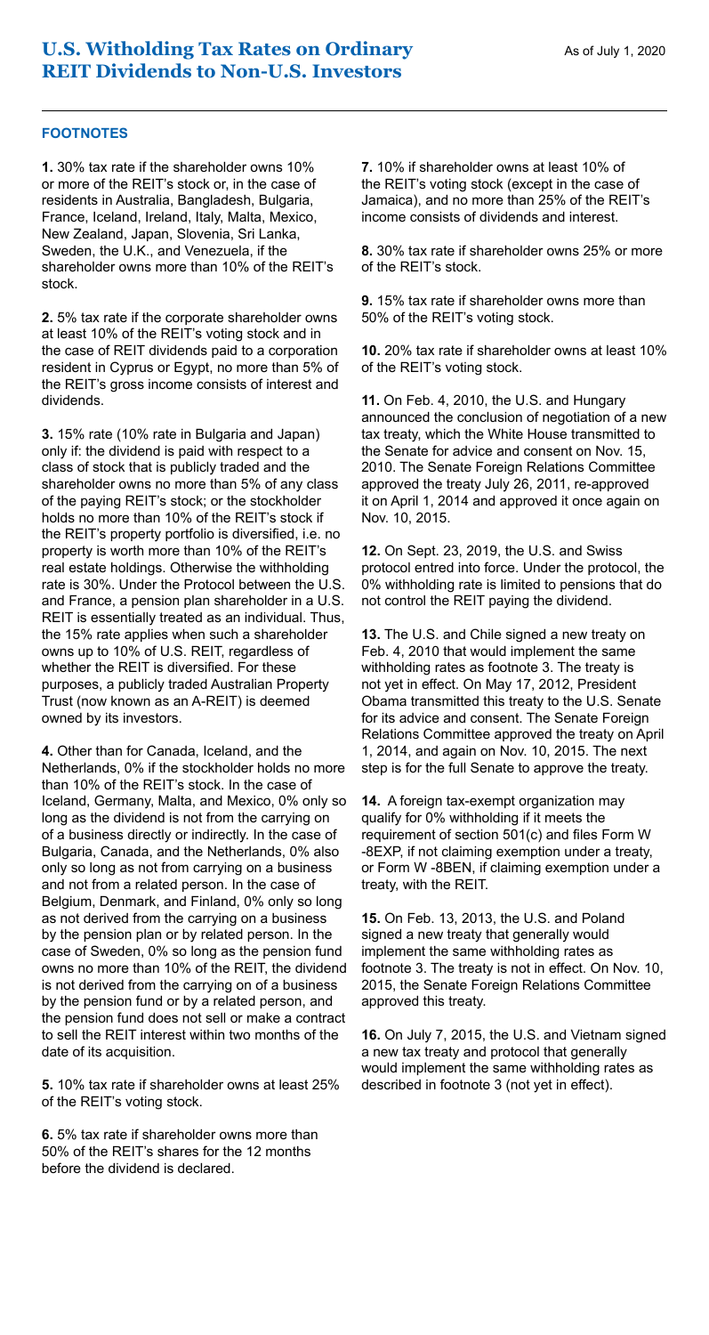# U.S. Witholding Tax Rates on Ordinary REIT Dividends to Non-U.S. Investors

As of July 1, 2020

---

#### FOOTNOTES

**1.** 30% tax rate if the shareholder owns 10% or more of the REIT's stock or, in the case of residents in Australia, Bangladesh, Bulgaria, France, Iceland, Ireland, Italy, Malta, Mexico, New Zealand, Japan, Slovenia, Sri Lanka, Sweden, the U.K., and Venezuela, if the shareholder owns more than 10% of the REIT's stock.

**2.** 5% tax rate if the corporate shareholder owns at least 10% of the REIT's voting stock and in the case of REIT dividends paid to a corporation resident in Cyprus or Egypt, no more than 5% of the REIT's gross income consists of interest and dividends.

**3.** 15% rate (10% rate in Bulgaria and Japan) only if: the dividend is paid with respect to a class of stock that is publicly traded and the shareholder owns no more than 5% of any class of the paying REIT's stock; or the stockholder holds no more than 10% of the REIT's stock if the REIT's property portfolio is diversified, i.e. no property is worth more than 10% of the REIT's real estate holdings. Otherwise the withholding rate is 30%. Under the Protocol between the U.S. and France, a pension plan shareholder in a U.S. REIT is essentially treated as an individual. Thus, the 15% rate applies when such a shareholder owns up to 10% of U.S. REIT, regardless of whether the REIT is diversified. For these purposes, a publicly traded Australian Property Trust (now known as an A-REIT) is deemed owned by its investors.

**4.** Other than for Canada, Iceland, and the Netherlands, 0% if the stockholder holds no more than 10% of the REIT's stock. In the case of Iceland, Germany, Malta, and Mexico, 0% only so long as the dividend is not from the carrying on of a business directly or indirectly. In the case of Bulgaria, Canada, and the Netherlands, 0% also only so long as not from carrying on a business and not from a related person. In the case of Belgium, Denmark, and Finland, 0% only so long as not derived from the carrying on a business by the pension plan or by related person. In the case of Sweden, 0% so long as the pension fund owns no more than 10% of the REIT, the dividend is not derived from the carrying on of a business by the pension fund or by a related person, and the pension fund does not sell or make a contract to sell the REIT interest within two months of the date of its acquisition.

**5.** 10% tax rate if shareholder owns at least 25% of the REIT's voting stock.

**6.** 5% tax rate if shareholder owns more than 50% of the REIT's shares for the 12 months before the dividend is declared.

**7.** 10% if shareholder owns at least 10% of the REIT's voting stock (except in the case of Jamaica), and no more than 25% of the REIT's income consists of dividends and interest.

**8.** 30% tax rate if shareholder owns 25% or more of the REIT's stock.

**9.** 15% tax rate if shareholder owns more than 50% of the REIT's voting stock.

**10.** 20% tax rate if shareholder owns at least 10% of the REIT's voting stock.

**11.** On Feb. 4, 2010, the U.S. and Hungary announced the conclusion of negotiation of a new tax treaty, which the White House transmitted to the Senate for advice and consent on Nov. 15, 2010. The Senate Foreign Relations Committee approved the treaty July 26, 2011, re-approved it on April 1, 2014 and approved it once again on Nov. 10, 2015.

**12.** On Sept. 23, 2019, the U.S. and Swiss protocol entred into force. Under the protocol, the 0% withholding rate is limited to pensions that do not control the REIT paying the dividend.

**13.** The U.S. and Chile signed a new treaty on Feb. 4, 2010 that would implement the same withholding rates as footnote 3. The treaty is not yet in effect. On May 17, 2012, President Obama transmitted this treaty to the U.S. Senate for its advice and consent. The Senate Foreign Relations Committee approved the treaty on April 1, 2014, and again on Nov. 10, 2015. The next step is for the full Senate to approve the treaty.

**14.** A foreign tax-exempt organization may qualify for 0% withholding if it meets the requirement of section 501(c) and files Form W -8EXP, if not claiming exemption under a treaty, or Form W -8BEN, if claiming exemption under a treaty, with the REIT.

**15.** On Feb. 13, 2013, the U.S. and Poland signed a new treaty that generally would implement the same withholding rates as footnote 3. The treaty is not in effect. On Nov. 10, 2015, the Senate Foreign Relations Committee approved this treaty.

**16.** On July 7, 2015, the U.S. and Vietnam signed a new tax treaty and protocol that generally would implement the same withholding rates as described in footnote 3 (not yet in effect).